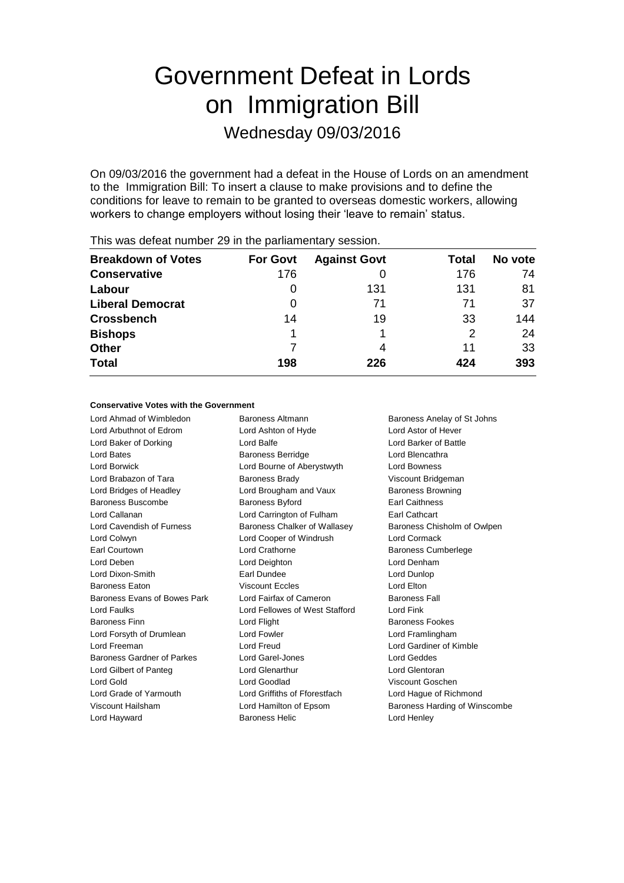# Government Defeat in Lords on Immigration Bill

## Wednesday 09/03/2016

On 09/03/2016 the government had a defeat in the House of Lords on an amendment to the Immigration Bill: To insert a clause to make provisions and to define the conditions for leave to remain to be granted to overseas domestic workers, allowing workers to change employers without losing their 'leave to remain' status.

This was defeat number 29 in the parliamentary session.

| Breakdown of Votes | For Govt | Against Govt | Total | No vote |
|---|---|---|---|---|
| **Conservative** | 176 | 0 | 176 | 74 |
| **Labour** | 0 | 131 | 131 | 81 |
| **Liberal Democrat** | 0 | 71 | 71 | 37 |
| **Crossbench** | 14 | 19 | 33 | 144 |
| **Bishops** | 1 | 1 | 2 | 24 |
| **Other** | 7 | 4 | 11 | 33 |
| **Total** | **198** | **226** | **424** | **393** |

**Conservative Votes with the Government**

| | | |
|---|---|---|
| Lord Ahmad of Wimbledon | Baroness Altmann | Baroness Anelay of St Johns |
| Lord Arbuthnot of Edrom | Lord Ashton of Hyde | Lord Astor of Hever |
| Lord Baker of Dorking | Lord Balfe | Lord Barker of Battle |
| Lord Bates | Baroness Berridge | Lord Blencathra |
| Lord Borwick | Lord Bourne of Aberystwyth | Lord Bowness |
| Lord Brabazon of Tara | Baroness Brady | Viscount Bridgeman |
| Lord Bridges of Headley | Lord Brougham and Vaux | Baroness Browning |
| Baroness Buscombe | Baroness Byford | Earl Caithness |
| Lord Callanan | Lord Carrington of Fulham | Earl Cathcart |
| Lord Cavendish of Furness | Baroness Chalker of Wallasey | Baroness Chisholm of Owlpen |
| Lord Colwyn | Lord Cooper of Windrush | Lord Cormack |
| Earl Courtown | Lord Crathorne | Baroness Cumberlege |
| Lord Deben | Lord Deighton | Lord Denham |
| Lord Dixon-Smith | Earl Dundee | Lord Dunlop |
| Baroness Eaton | Viscount Eccles | Lord Elton |
| Baroness Evans of Bowes Park | Lord Fairfax of Cameron | Baroness Fall |
| Lord Faulks | Lord Fellowes of West Stafford | Lord Fink |
| Baroness Finn | Lord Flight | Baroness Fookes |
| Lord Forsyth of Drumlean | Lord Fowler | Lord Framlingham |
| Lord Freeman | Lord Freud | Lord Gardiner of Kimble |
| Baroness Gardner of Parkes | Lord Garel-Jones | Lord Geddes |
| Lord Gilbert of Panteg | Lord Glenarthur | Lord Glentoran |
| Lord Gold | Lord Goodlad | Viscount Goschen |
| Lord Grade of Yarmouth | Lord Griffiths of Fforestfach | Lord Hague of Richmond |
| Viscount Hailsham | Lord Hamilton of Epsom | Baroness Harding of Winscombe |
| Lord Hayward | Baroness Helic | Lord Henley |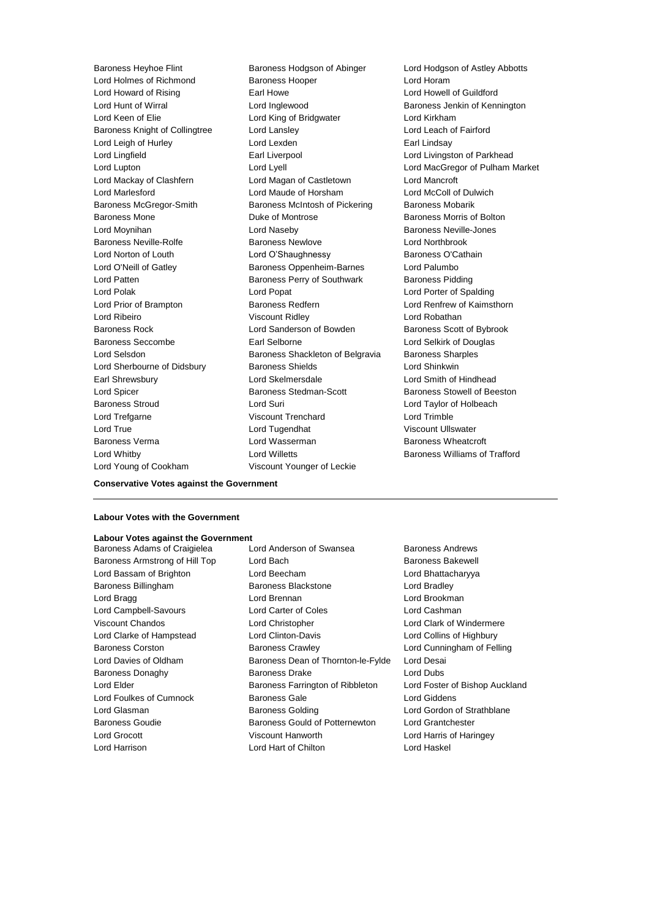Baroness Heyhoe Flint
Baroness Hodgson of Abinger
Lord Hodgson of Astley Abbotts
Lord Holmes of Richmond
Baroness Hooper
Lord Horam
Lord Howard of Rising
Earl Howe
Lord Howell of Guildford
Lord Hunt of Wirral
Lord Inglewood
Baroness Jenkin of Kennington
Lord Keen of Elie
Lord King of Bridgwater
Lord Kirkham
Baroness Knight of Collingtree
Lord Lansley
Lord Leach of Fairford
Lord Leigh of Hurley
Lord Lexden
Earl Lindsay
Lord Lingfield
Earl Liverpool
Lord Livingston of Parkhead
Lord Lupton
Lord Lyell
Lord MacGregor of Pulham Market
Lord Mackay of Clashfern
Lord Magan of Castletown
Lord Mancroft
Lord Marlesford
Lord Maude of Horsham
Lord McColl of Dulwich
Baroness McGregor-Smith
Baroness McIntosh of Pickering
Baroness Mobarik
Baroness Mone
Duke of Montrose
Baroness Morris of Bolton
Lord Moynihan
Lord Naseby
Baroness Neville-Jones
Baroness Neville-Rolfe
Baroness Newlove
Lord Northbrook
Lord Norton of Louth
Lord O'Shaughnessy
Baroness O'Cathain
Lord O'Neill of Gatley
Baroness Oppenheim-Barnes
Lord Palumbo
Lord Patten
Baroness Perry of Southwark
Baroness Pidding
Lord Polak
Lord Popat
Lord Porter of Spalding
Lord Prior of Brampton
Baroness Redfern
Lord Renfrew of Kaimsthorn
Lord Ribeiro
Viscount Ridley
Lord Robathan
Baroness Rock
Lord Sanderson of Bowden
Baroness Scott of Bybrook
Baroness Seccombe
Earl Selborne
Lord Selkirk of Douglas
Lord Selsdon
Baroness Shackleton of Belgravia
Baroness Sharples
Lord Sherbourne of Didsbury
Baroness Shields
Lord Shinkwin
Earl Shrewsbury
Lord Skelmersdale
Lord Smith of Hindhead
Lord Spicer
Baroness Stedman-Scott
Baroness Stowell of Beeston
Baroness Stroud
Lord Suri
Lord Taylor of Holbeach
Lord Trefgarne
Viscount Trenchard
Lord Trimble
Lord True
Lord Tugendhat
Viscount Ullswater
Baroness Verma
Lord Wasserman
Baroness Wheatcroft
Lord Whitby
Lord Willetts
Baroness Williams of Trafford
Lord Young of Cookham
Viscount Younger of Leckie

**Conservative Votes against the Government**

---

**Labour Votes with the Government**

**Labour Votes against the Government**

Baroness Adams of Craigielea
Lord Anderson of Swansea
Baroness Andrews
Baroness Armstrong of Hill Top
Lord Bach
Baroness Bakewell
Lord Bassam of Brighton
Lord Beecham
Lord Bhattacharyya
Baroness Billingham
Baroness Blackstone
Lord Bradley
Lord Bragg
Lord Brennan
Lord Brookman
Lord Campbell-Savours
Lord Carter of Coles
Lord Cashman
Viscount Chandos
Lord Christopher
Lord Clark of Windermere
Lord Clarke of Hampstead
Lord Clinton-Davis
Lord Collins of Highbury
Baroness Corston
Baroness Crawley
Lord Cunningham of Felling
Lord Davies of Oldham
Baroness Dean of Thornton-le-Fylde
Lord Desai
Baroness Donaghy
Baroness Drake
Lord Dubs
Lord Elder
Baroness Farrington of Ribbleton
Lord Foster of Bishop Auckland
Lord Foulkes of Cumnock
Baroness Gale
Lord Giddens
Lord Glasman
Baroness Golding
Lord Gordon of Strathblane
Baroness Goudie
Baroness Gould of Potternewton
Lord Grantchester
Lord Grocott
Viscount Hanworth
Lord Harris of Haringey
Lord Harrison
Lord Hart of Chilton
Lord Haskel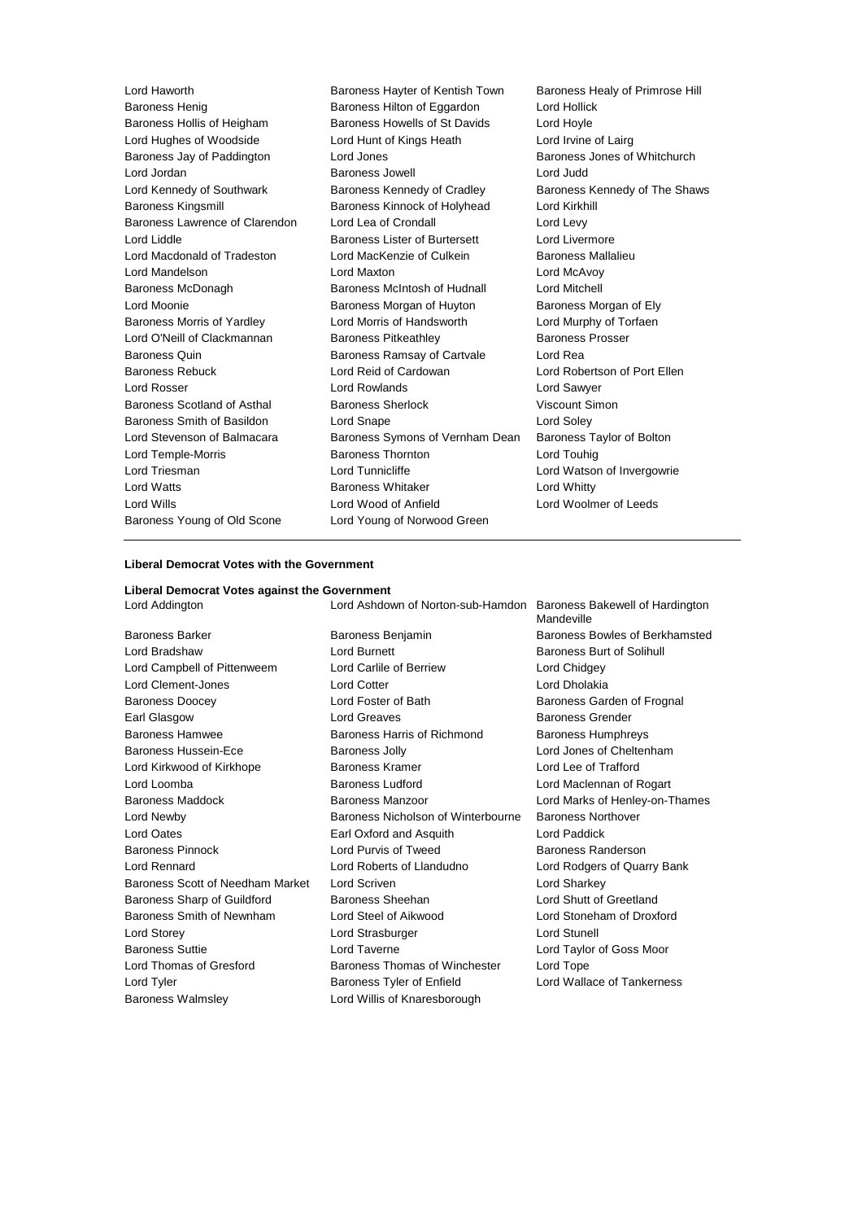Lord Haworth
Baroness Hayter of Kentish Town
Baroness Healy of Primrose Hill
Baroness Henig
Baroness Hilton of Eggardon
Lord Hollick
Baroness Hollis of Heigham
Baroness Howells of St Davids
Lord Hoyle
Lord Hughes of Woodside
Lord Hunt of Kings Heath
Lord Irvine of Lairg
Baroness Jay of Paddington
Lord Jones
Baroness Jones of Whitchurch
Lord Jordan
Baroness Jowell
Lord Judd
Lord Kennedy of Southwark
Baroness Kennedy of Cradley
Baroness Kennedy of The Shaws
Baroness Kingsmill
Baroness Kinnock of Holyhead
Lord Kirkhill
Baroness Lawrence of Clarendon
Lord Lea of Crondall
Lord Levy
Lord Liddle
Baroness Lister of Burtersett
Lord Livermore
Lord Macdonald of Tradeston
Lord MacKenzie of Culkein
Baroness Mallalieu
Lord Mandelson
Lord Maxton
Lord McAvoy
Baroness McDonagh
Baroness McIntosh of Hudnall
Lord Mitchell
Lord Moonie
Baroness Morgan of Huyton
Baroness Morgan of Ely
Baroness Morris of Yardley
Lord Morris of Handsworth
Lord Murphy of Torfaen
Lord O'Neill of Clackmannan
Baroness Pitkeathley
Baroness Prosser
Baroness Quin
Baroness Ramsay of Cartvale
Lord Rea
Baroness Rebuck
Lord Reid of Cardowan
Lord Robertson of Port Ellen
Lord Rosser
Lord Rowlands
Lord Sawyer
Baroness Scotland of Asthal
Baroness Sherlock
Viscount Simon
Baroness Smith of Basildon
Lord Snape
Lord Soley
Lord Stevenson of Balmacara
Baroness Symons of Vernham Dean
Baroness Taylor of Bolton
Lord Temple-Morris
Baroness Thornton
Lord Touhig
Lord Triesman
Lord Tunnicliffe
Lord Watson of Invergowrie
Lord Watts
Baroness Whitaker
Lord Whitty
Lord Wills
Lord Wood of Anfield
Lord Woolmer of Leeds
Baroness Young of Old Scone
Lord Young of Norwood Green

---

**Liberal Democrat Votes with the Government**

**Liberal Democrat Votes against the Government**

Lord Addington
Lord Ashdown of Norton-sub-Hamdon
Baroness Bakewell of Hardington Mandeville
Baroness Barker
Baroness Benjamin
Baroness Bowles of Berkhamsted
Lord Bradshaw
Lord Burnett
Baroness Burt of Solihull
Lord Campbell of Pittenweem
Lord Carlile of Berriew
Lord Chidgey
Lord Clement-Jones
Lord Cotter
Lord Dholakia
Baroness Doocey
Lord Foster of Bath
Baroness Garden of Frognal
Earl Glasgow
Lord Greaves
Baroness Grender
Baroness Hamwee
Baroness Harris of Richmond
Baroness Humphreys
Baroness Hussein-Ece
Baroness Jolly
Lord Jones of Cheltenham
Lord Kirkwood of Kirkhope
Baroness Kramer
Lord Lee of Trafford
Lord Loomba
Baroness Ludford
Lord Maclennan of Rogart
Baroness Maddock
Baroness Manzoor
Lord Marks of Henley-on-Thames
Lord Newby
Baroness Nicholson of Winterbourne
Baroness Northover
Lord Oates
Earl Oxford and Asquith
Lord Paddick
Baroness Pinnock
Lord Purvis of Tweed
Baroness Randerson
Lord Rennard
Lord Roberts of Llandudno
Lord Rodgers of Quarry Bank
Baroness Scott of Needham Market
Lord Scriven
Lord Sharkey
Baroness Sharp of Guildford
Baroness Sheehan
Lord Shutt of Greetland
Baroness Smith of Newnham
Lord Steel of Aikwood
Lord Stoneham of Droxford
Lord Storey
Lord Strasburger
Lord Stunell
Baroness Suttie
Lord Taverne
Lord Taylor of Goss Moor
Lord Thomas of Gresford
Baroness Thomas of Winchester
Lord Tope
Lord Tyler
Baroness Tyler of Enfield
Lord Wallace of Tankerness
Baroness Walmsley
Lord Willis of Knaresborough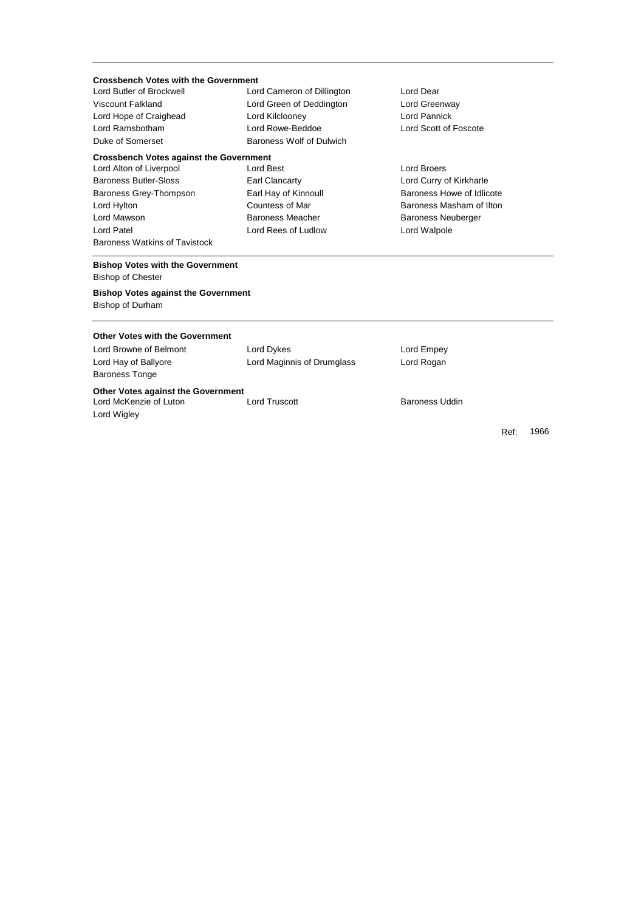**Crossbench Votes with the Government**

Lord Butler of Brockwell, Lord Cameron of Dillington, Lord Dear, Viscount Falkland, Lord Green of Deddington, Lord Greenway, Lord Hope of Craighead, Lord Kilclooney, Lord Pannick, Lord Ramsbotham, Lord Rowe-Beddoe, Lord Scott of Foscote, Duke of Somerset, Baroness Wolf of Dulwich

**Crossbench Votes against the Government**

Lord Alton of Liverpool, Lord Best, Lord Broers, Baroness Butler-Sloss, Earl Clancarty, Lord Curry of Kirkharle, Baroness Grey-Thompson, Earl Hay of Kinnoull, Baroness Howe of Idlicote, Lord Hylton, Countess of Mar, Baroness Masham of Ilton, Lord Mawson, Baroness Meacher, Baroness Neuberger, Lord Patel, Lord Rees of Ludlow, Lord Walpole, Baroness Watkins of Tavistock

**Bishop Votes with the Government**

Bishop of Chester

**Bishop Votes against the Government**

Bishop of Durham

**Other Votes with the Government**

Lord Browne of Belmont, Lord Dykes, Lord Empey, Lord Hay of Ballyore, Lord Maginnis of Drumglass, Lord Rogan, Baroness Tonge

**Other Votes against the Government**

Lord McKenzie of Luton, Lord Truscott, Baroness Uddin, Lord Wigley

Ref: 1966